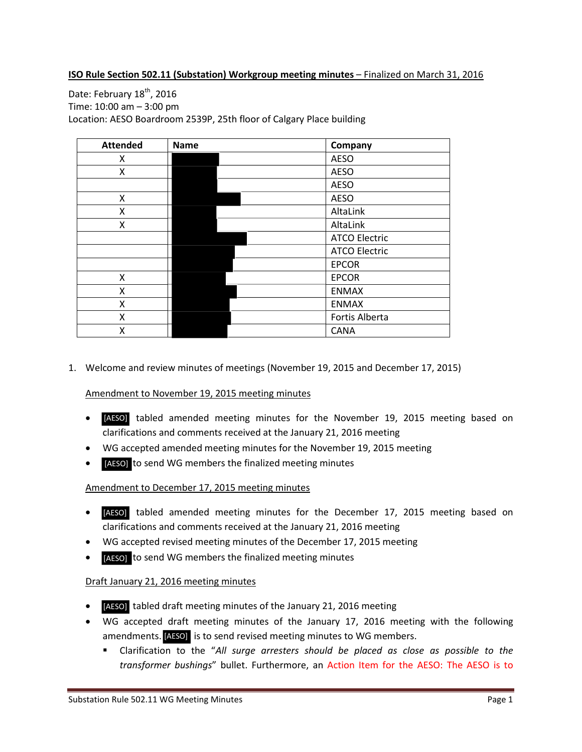**ISO Rule Section 502.11 (Substation) Workgroup meeting minutes** – Finalized on March 31, 2016

Date: February 18th, 2016
Time: 10:00 am – 3:00 pm
Location: AESO Boardroom 2539P, 25th floor of Calgary Place building

| Attended | Name | Company |
|---|---|---|
| X | | AESO |
| X | | AESO |
| | | AESO |
| X | | AESO |
| X | | AltaLink |
| X | | AltaLink |
| | | ATCO Electric |
| | | ATCO Electric |
| | | EPCOR |
| X | | EPCOR |
| X | | ENMAX |
| X | | ENMAX |
| X | | Fortis Alberta |
| X | | CANA |

1. Welcome and review minutes of meetings (November 19, 2015 and December 17, 2015)

   Amendment to November 19, 2015 meeting minutes

   - [AESO] tabled amended meeting minutes for the November 19, 2015 meeting based on clarifications and comments received at the January 21, 2016 meeting
   - WG accepted amended meeting minutes for the November 19, 2015 meeting
   - [AESO] to send WG members the finalized meeting minutes

   Amendment to December 17, 2015 meeting minutes

   - [AESO] tabled amended meeting minutes for the December 17, 2015 meeting based on clarifications and comments received at the January 21, 2016 meeting
   - WG accepted revised meeting minutes of the December 17, 2015 meeting
   - [AESO] to send WG members the finalized meeting minutes

   Draft January 21, 2016 meeting minutes

   - [AESO] tabled draft meeting minutes of the January 21, 2016 meeting
   - WG accepted draft meeting minutes of the January 17, 2016 meeting with the following amendments. [AESO] is to send revised meeting minutes to WG members.
     - Clarification to the "*All surge arresters should be placed as close as possible to the transformer bushings*" bullet. Furthermore, an Action Item for the AESO: The AESO is to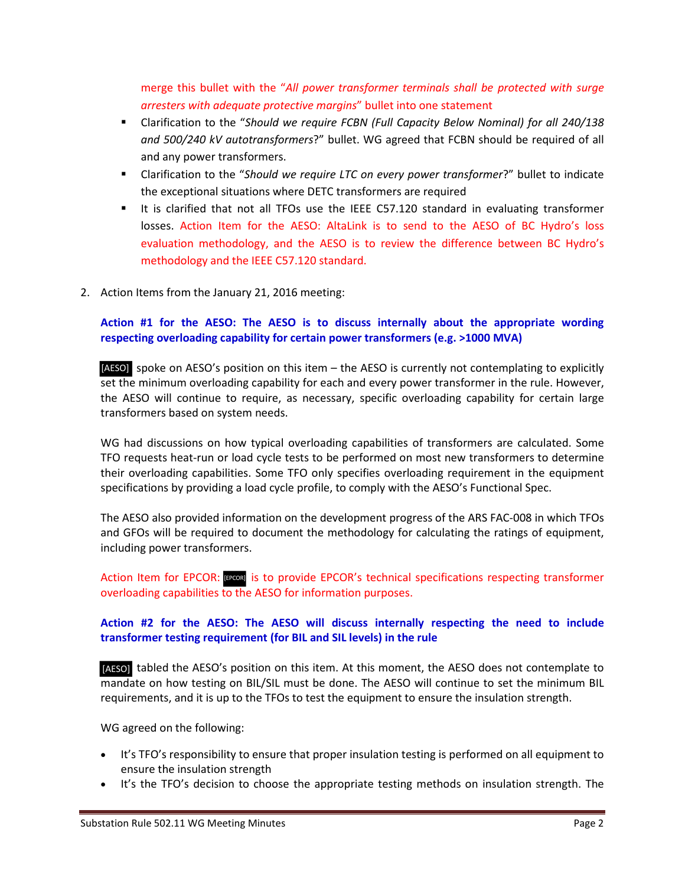merge this bullet with the "*All power transformer terminals shall be protected with surge arresters with adequate protective margins*" bullet into one statement

- Clarification to the "*Should we require FCBN (Full Capacity Below Nominal) for all 240/138 and 500/240 kV autotransformers*?" bullet. WG agreed that FCBN should be required of all and any power transformers.
- Clarification to the "*Should we require LTC on every power transformer*?" bullet to indicate the exceptional situations where DETC transformers are required
- It is clarified that not all TFOs use the IEEE C57.120 standard in evaluating transformer losses. Action Item for the AESO: AltaLink is to send to the AESO of BC Hydro's loss evaluation methodology, and the AESO is to review the difference between BC Hydro's methodology and the IEEE C57.120 standard.

2. Action Items from the January 21, 2016 meeting:

**Action #1 for the AESO: The AESO is to discuss internally about the appropriate wording respecting overloading capability for certain power transformers (e.g. >1000 MVA)**

[AESO] spoke on AESO's position on this item – the AESO is currently not contemplating to explicitly set the minimum overloading capability for each and every power transformer in the rule. However, the AESO will continue to require, as necessary, specific overloading capability for certain large transformers based on system needs.

WG had discussions on how typical overloading capabilities of transformers are calculated. Some TFO requests heat-run or load cycle tests to be performed on most new transformers to determine their overloading capabilities. Some TFO only specifies overloading requirement in the equipment specifications by providing a load cycle profile, to comply with the AESO's Functional Spec.

The AESO also provided information on the development progress of the ARS FAC-008 in which TFOs and GFOs will be required to document the methodology for calculating the ratings of equipment, including power transformers.

Action Item for EPCOR: [EPCOR] is to provide EPCOR's technical specifications respecting transformer overloading capabilities to the AESO for information purposes.

**Action #2 for the AESO: The AESO will discuss internally respecting the need to include transformer testing requirement (for BIL and SIL levels) in the rule**

[AESO] tabled the AESO's position on this item. At this moment, the AESO does not contemplate to mandate on how testing on BIL/SIL must be done. The AESO will continue to set the minimum BIL requirements, and it is up to the TFOs to test the equipment to ensure the insulation strength.

WG agreed on the following:

- It's TFO's responsibility to ensure that proper insulation testing is performed on all equipment to ensure the insulation strength
- It's the TFO's decision to choose the appropriate testing methods on insulation strength. The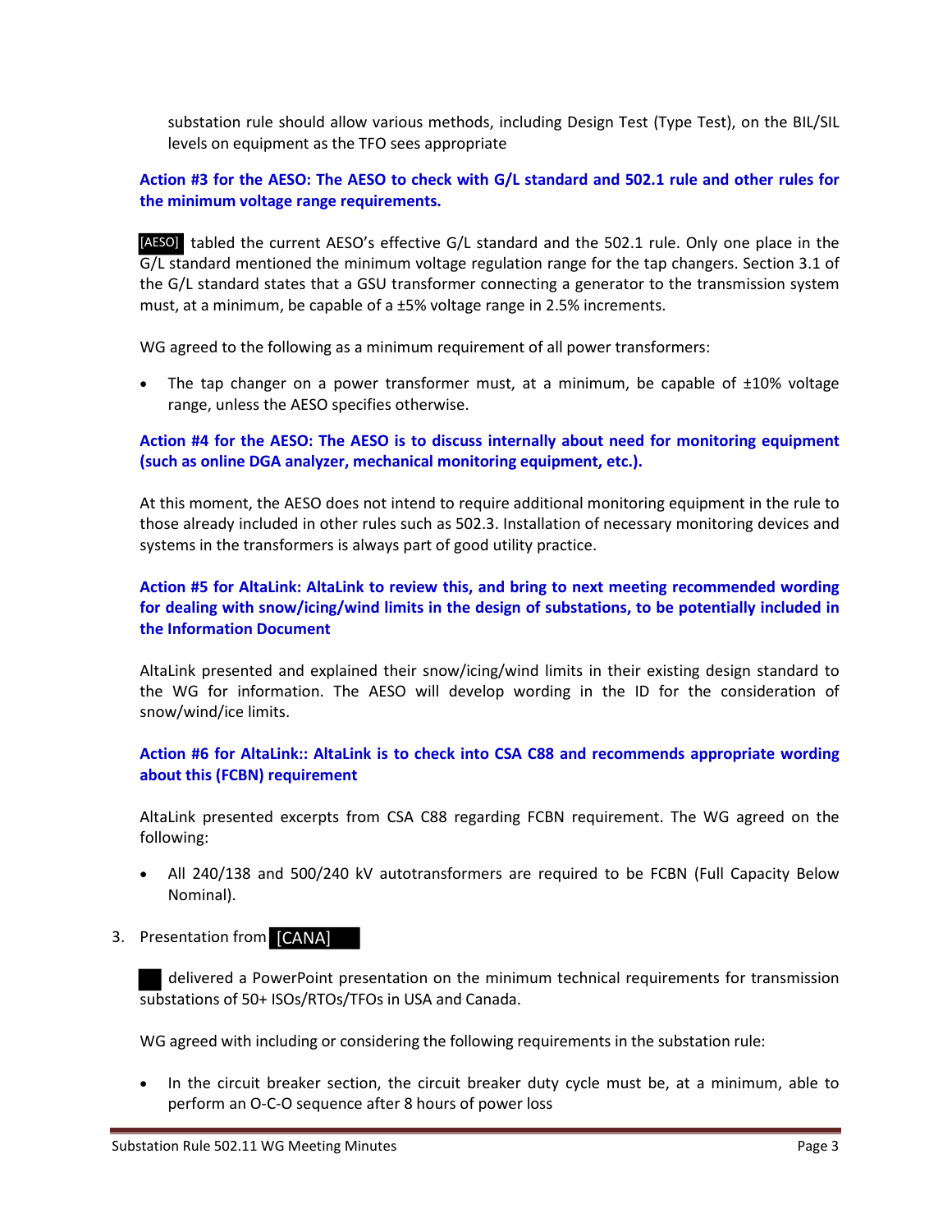substation rule should allow various methods, including Design Test (Type Test), on the BIL/SIL levels on equipment as the TFO sees appropriate

**Action #3 for the AESO: The AESO to check with G/L standard and 502.1 rule and other rules for the minimum voltage range requirements.**

[AESO] tabled the current AESO's effective G/L standard and the 502.1 rule. Only one place in the G/L standard mentioned the minimum voltage regulation range for the tap changers. Section 3.1 of the G/L standard states that a GSU transformer connecting a generator to the transmission system must, at a minimum, be capable of a ±5% voltage range in 2.5% increments.

WG agreed to the following as a minimum requirement of all power transformers:

- The tap changer on a power transformer must, at a minimum, be capable of ±10% voltage range, unless the AESO specifies otherwise.

**Action #4 for the AESO: The AESO is to discuss internally about need for monitoring equipment (such as online DGA analyzer, mechanical monitoring equipment, etc.).**

At this moment, the AESO does not intend to require additional monitoring equipment in the rule to those already included in other rules such as 502.3. Installation of necessary monitoring devices and systems in the transformers is always part of good utility practice.

**Action #5 for AltaLink: AltaLink to review this, and bring to next meeting recommended wording for dealing with snow/icing/wind limits in the design of substations, to be potentially included in the Information Document**

AltaLink presented and explained their snow/icing/wind limits in their existing design standard to the WG for information. The AESO will develop wording in the ID for the consideration of snow/wind/ice limits.

**Action #6 for AltaLink:: AltaLink is to check into CSA C88 and recommends appropriate wording about this (FCBN) requirement**

AltaLink presented excerpts from CSA C88 regarding FCBN requirement. The WG agreed on the following:

- All 240/138 and 500/240 kV autotransformers are required to be FCBN (Full Capacity Below Nominal).

3. Presentation from [CANA]

delivered a PowerPoint presentation on the minimum technical requirements for transmission substations of 50+ ISOs/RTOs/TFOs in USA and Canada.

WG agreed with including or considering the following requirements in the substation rule:

- In the circuit breaker section, the circuit breaker duty cycle must be, at a minimum, able to perform an O-C-O sequence after 8 hours of power loss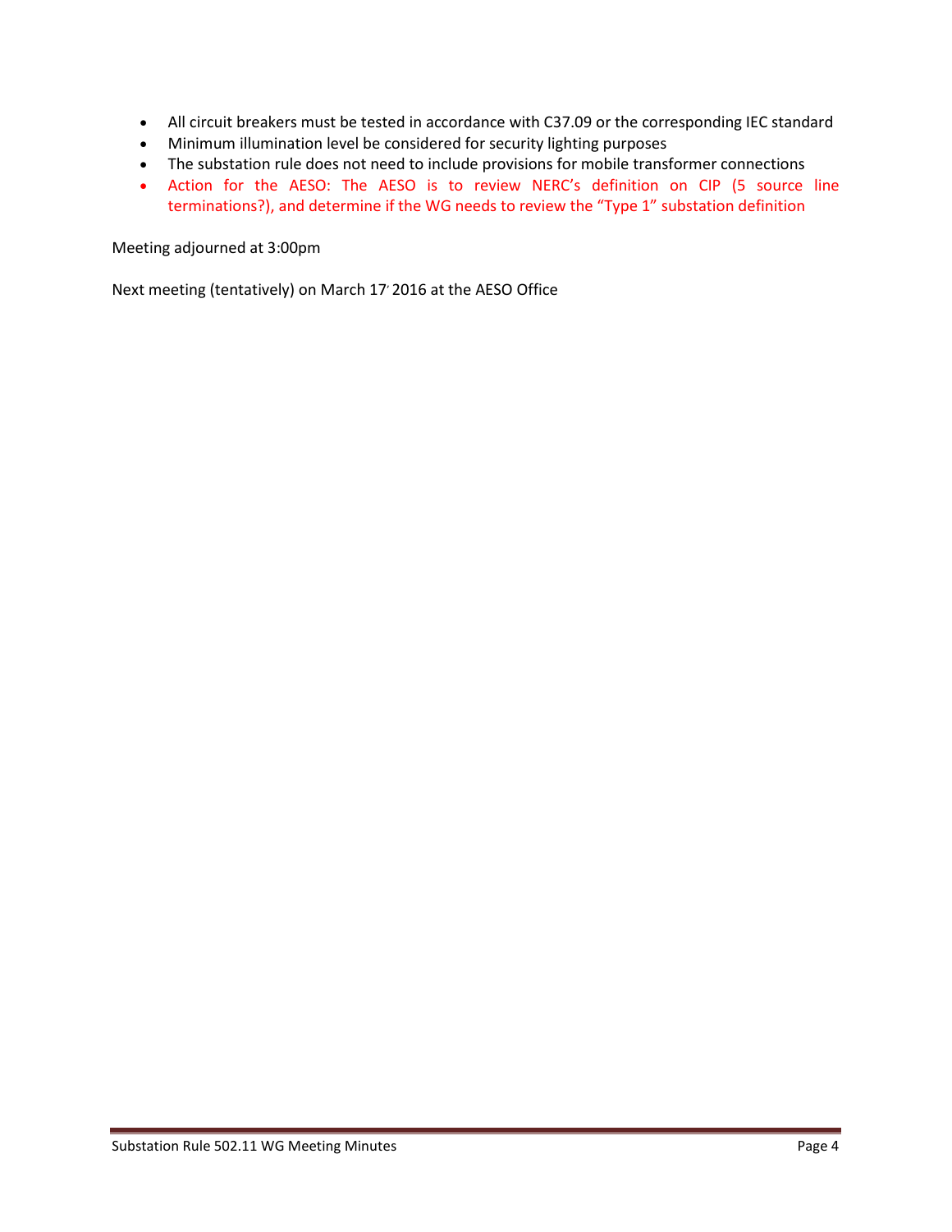- All circuit breakers must be tested in accordance with C37.09 or the corresponding IEC standard
- Minimum illumination level be considered for security lighting purposes
- The substation rule does not need to include provisions for mobile transformer connections
- Action for the AESO: The AESO is to review NERC's definition on CIP (5 source line terminations?), and determine if the WG needs to review the "Type 1" substation definition

Meeting adjourned at 3:00pm

Next meeting (tentatively) on March 17, 2016 at the AESO Office